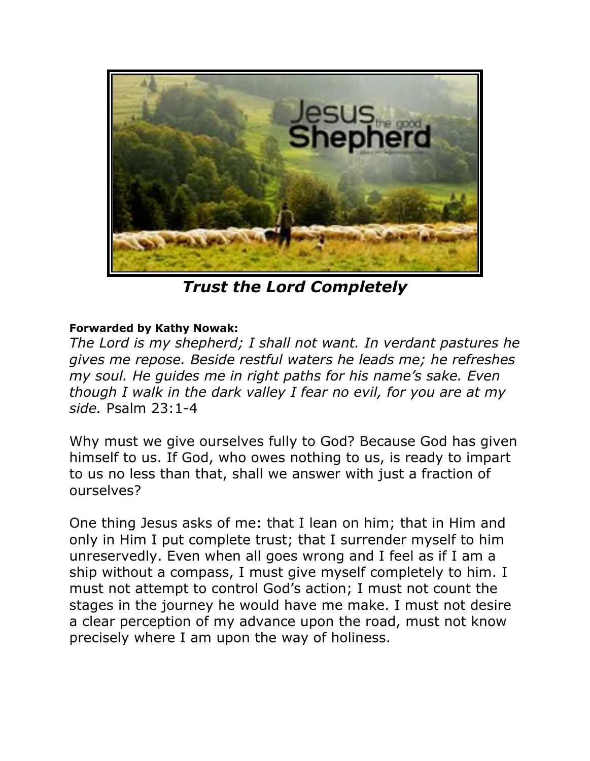***Trust the Lord Completely***

**Forwarded by Kathy Nowak:**

*The Lord is my shepherd; I shall not want. In verdant pastures he gives me repose. Beside restful waters he leads me; he refreshes my soul. He guides me in right paths for his name's sake. Even though I walk in the dark valley I fear no evil, for you are at my side.* Psalm 23:1-4

Why must we give ourselves fully to God? Because God has given himself to us. If God, who owes nothing to us, is ready to impart to us no less than that, shall we answer with just a fraction of ourselves?

One thing Jesus asks of me: that I lean on him; that in Him and only in Him I put complete trust; that I surrender myself to him unreservedly. Even when all goes wrong and I feel as if I am a ship without a compass, I must give myself completely to him. I must not attempt to control God's action; I must not count the stages in the journey he would have me make. I must not desire a clear perception of my advance upon the road, must not know precisely where I am upon the way of holiness.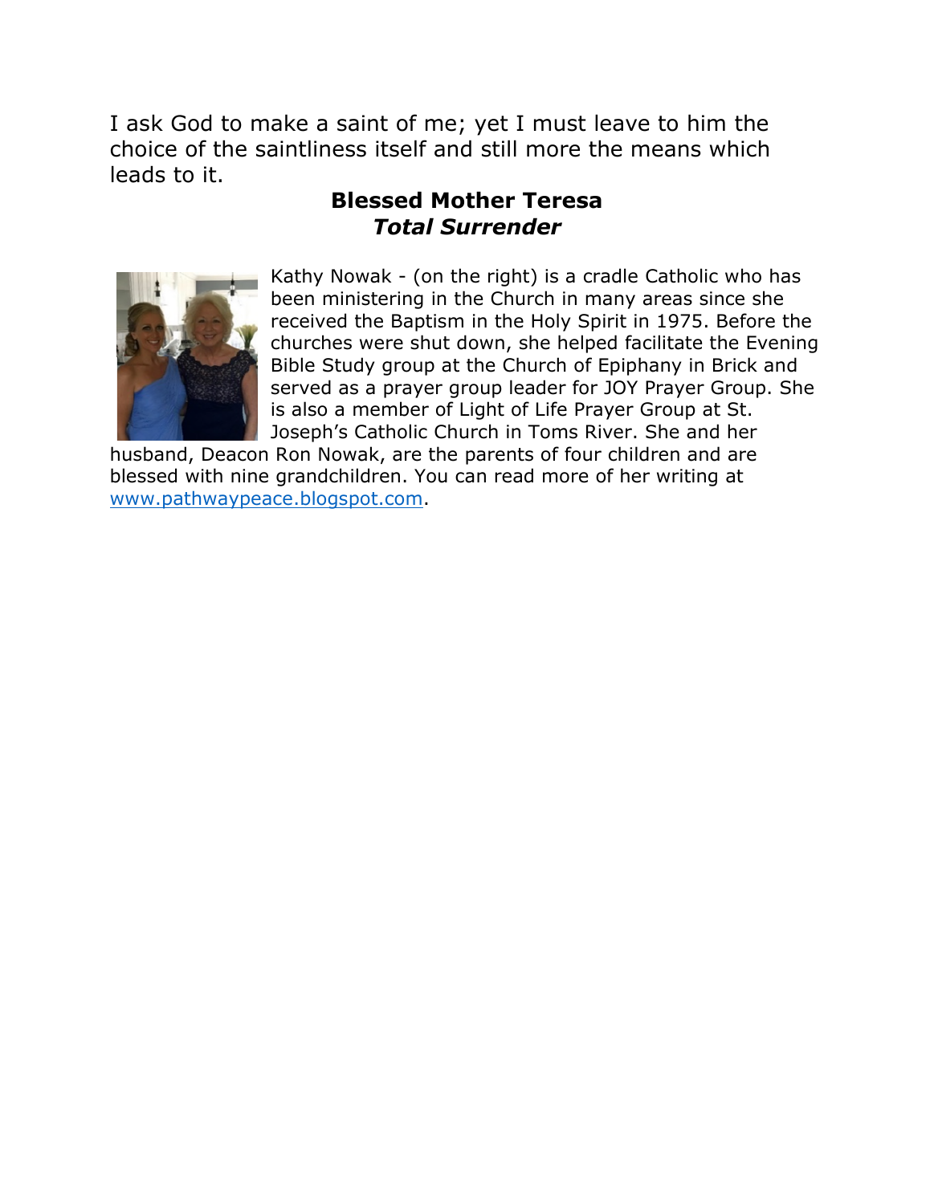I ask God to make a saint of me; yet I must leave to him the choice of the saintliness itself and still more the means which leads to it.

**Blessed Mother Teresa**
***Total Surrender***

Kathy Nowak - (on the right) is a cradle Catholic who has been ministering in the Church in many areas since she received the Baptism in the Holy Spirit in 1975. Before the churches were shut down, she helped facilitate the Evening Bible Study group at the Church of Epiphany in Brick and served as a prayer group leader for JOY Prayer Group. She is also a member of Light of Life Prayer Group at St. Joseph's Catholic Church in Toms River. She and her husband, Deacon Ron Nowak, are the parents of four children and are blessed with nine grandchildren. You can read more of her writing at www.pathwaypeace.blogspot.com.